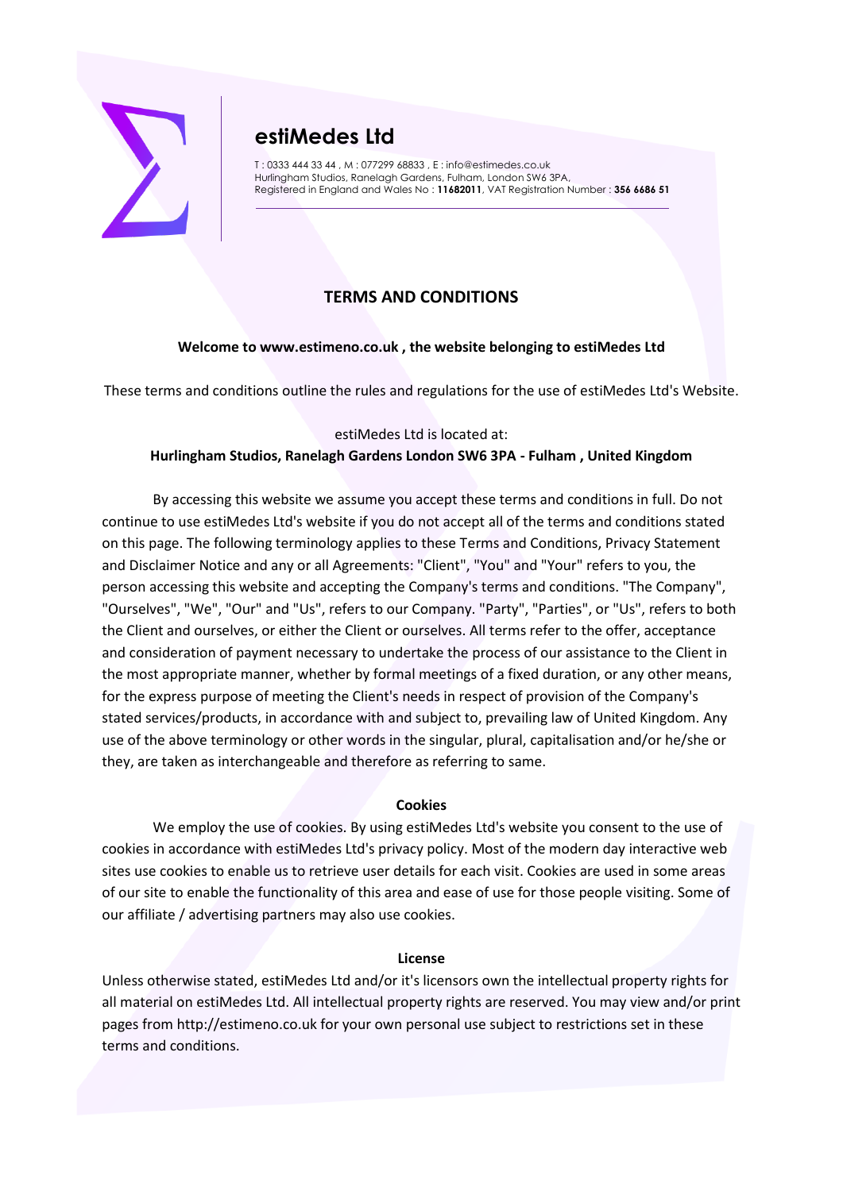# estiMedes Ltd

T : 0333 444 33 44 , M : 077299 68833 , E : info@estimedes.co.uk
Hurlingham Studios, Ranelagh Gardens, Fulham, London SW6 3PA,
Registered in England and Wales No : **11682011**, VAT Registration Number : **356 6686 51**

## TERMS AND CONDITIONS

**Welcome to www.estimeno.co.uk , the website belonging to estiMedes Ltd**

These terms and conditions outline the rules and regulations for the use of estiMedes Ltd's Website.

estiMedes Ltd is located at:
**Hurlingham Studios, Ranelagh Gardens London SW6 3PA - Fulham , United Kingdom**

By accessing this website we assume you accept these terms and conditions in full. Do not continue to use estiMedes Ltd's website if you do not accept all of the terms and conditions stated on this page. The following terminology applies to these Terms and Conditions, Privacy Statement and Disclaimer Notice and any or all Agreements: "Client", "You" and "Your" refers to you, the person accessing this website and accepting the Company's terms and conditions. "The Company", "Ourselves", "We", "Our" and "Us", refers to our Company. "Party", "Parties", or "Us", refers to both the Client and ourselves, or either the Client or ourselves. All terms refer to the offer, acceptance and consideration of payment necessary to undertake the process of our assistance to the Client in the most appropriate manner, whether by formal meetings of a fixed duration, or any other means, for the express purpose of meeting the Client's needs in respect of provision of the Company's stated services/products, in accordance with and subject to, prevailing law of United Kingdom. Any use of the above terminology or other words in the singular, plural, capitalisation and/or he/she or they, are taken as interchangeable and therefore as referring to same.

### Cookies

We employ the use of cookies. By using estiMedes Ltd's website you consent to the use of cookies in accordance with estiMedes Ltd's privacy policy. Most of the modern day interactive web sites use cookies to enable us to retrieve user details for each visit. Cookies are used in some areas of our site to enable the functionality of this area and ease of use for those people visiting. Some of our affiliate / advertising partners may also use cookies.

### License

Unless otherwise stated, estiMedes Ltd and/or it's licensors own the intellectual property rights for all material on estiMedes Ltd. All intellectual property rights are reserved. You may view and/or print pages from http://estimeno.co.uk for your own personal use subject to restrictions set in these terms and conditions.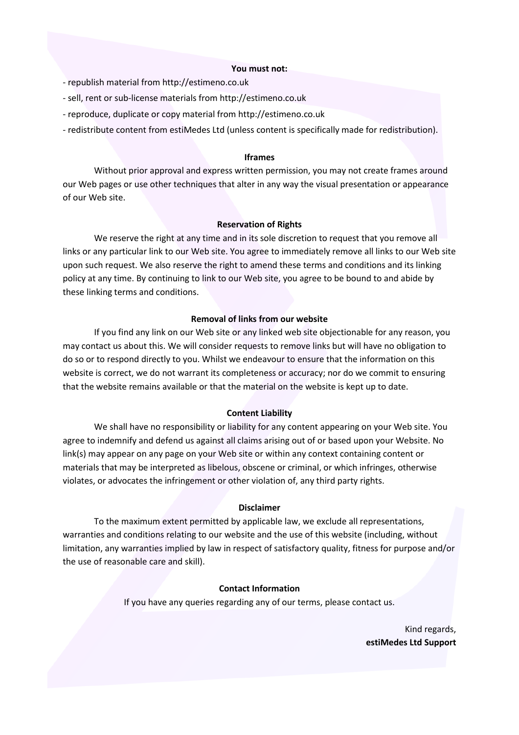**You must not:**

- republish material from http://estimeno.co.uk
- sell, rent or sub-license materials from http://estimeno.co.uk
- reproduce, duplicate or copy material from http://estimeno.co.uk
- redistribute content from estiMedes Ltd (unless content is specifically made for redistribution).

**Iframes**

Without prior approval and express written permission, you may not create frames around our Web pages or use other techniques that alter in any way the visual presentation or appearance of our Web site.

**Reservation of Rights**

We reserve the right at any time and in its sole discretion to request that you remove all links or any particular link to our Web site. You agree to immediately remove all links to our Web site upon such request. We also reserve the right to amend these terms and conditions and its linking policy at any time. By continuing to link to our Web site, you agree to be bound to and abide by these linking terms and conditions.

**Removal of links from our website**

If you find any link on our Web site or any linked web site objectionable for any reason, you may contact us about this. We will consider requests to remove links but will have no obligation to do so or to respond directly to you. Whilst we endeavour to ensure that the information on this website is correct, we do not warrant its completeness or accuracy; nor do we commit to ensuring that the website remains available or that the material on the website is kept up to date.

**Content Liability**

We shall have no responsibility or liability for any content appearing on your Web site. You agree to indemnify and defend us against all claims arising out of or based upon your Website. No link(s) may appear on any page on your Web site or within any context containing content or materials that may be interpreted as libelous, obscene or criminal, or which infringes, otherwise violates, or advocates the infringement or other violation of, any third party rights.

**Disclaimer**

To the maximum extent permitted by applicable law, we exclude all representations, warranties and conditions relating to our website and the use of this website (including, without limitation, any warranties implied by law in respect of satisfactory quality, fitness for purpose and/or the use of reasonable care and skill).

**Contact Information**

If you have any queries regarding any of our terms, please contact us.

Kind regards,
**estiMedes Ltd Support**